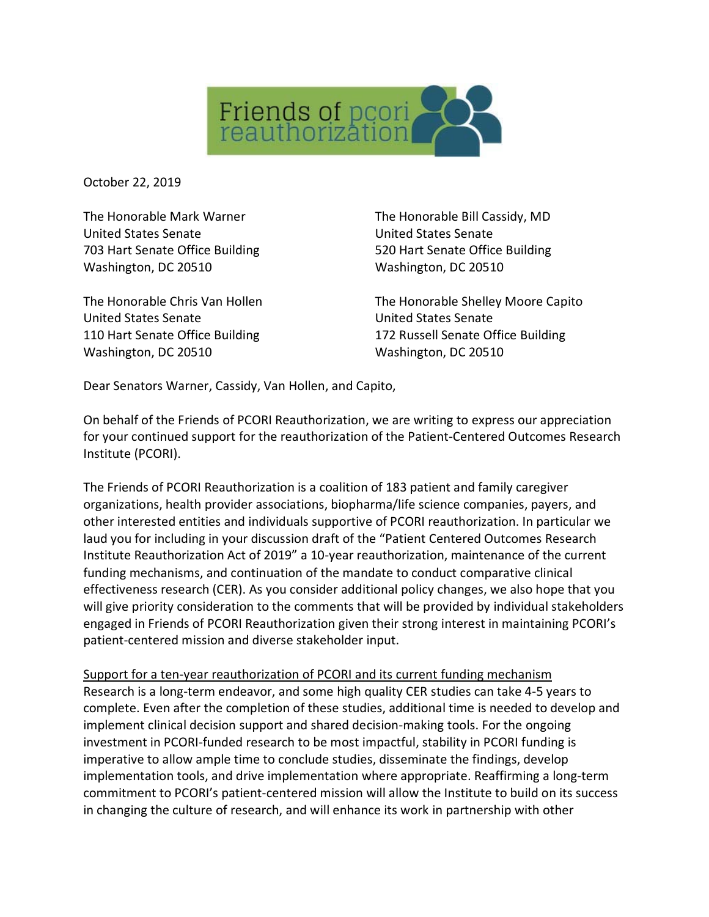October 22, 2019

The Honorable Mark Warner
United States Senate
703 Hart Senate Office Building
Washington, DC 20510

The Honorable Bill Cassidy, MD
United States Senate
520 Hart Senate Office Building
Washington, DC 20510

The Honorable Chris Van Hollen
United States Senate
110 Hart Senate Office Building
Washington, DC 20510

The Honorable Shelley Moore Capito
United States Senate
172 Russell Senate Office Building
Washington, DC 20510

Dear Senators Warner, Cassidy, Van Hollen, and Capito,

On behalf of the Friends of PCORI Reauthorization, we are writing to express our appreciation for your continued support for the reauthorization of the Patient-Centered Outcomes Research Institute (PCORI).

The Friends of PCORI Reauthorization is a coalition of 183 patient and family caregiver organizations, health provider associations, biopharma/life science companies, payers, and other interested entities and individuals supportive of PCORI reauthorization. In particular we laud you for including in your discussion draft of the "Patient Centered Outcomes Research Institute Reauthorization Act of 2019" a 10-year reauthorization, maintenance of the current funding mechanisms, and continuation of the mandate to conduct comparative clinical effectiveness research (CER). As you consider additional policy changes, we also hope that you will give priority consideration to the comments that will be provided by individual stakeholders engaged in Friends of PCORI Reauthorization given their strong interest in maintaining PCORI's patient-centered mission and diverse stakeholder input.

<u>Support for a ten-year reauthorization of PCORI and its current funding mechanism</u>

Research is a long-term endeavor, and some high quality CER studies can take 4-5 years to complete. Even after the completion of these studies, additional time is needed to develop and implement clinical decision support and shared decision-making tools. For the ongoing investment in PCORI-funded research to be most impactful, stability in PCORI funding is imperative to allow ample time to conclude studies, disseminate the findings, develop implementation tools, and drive implementation where appropriate. Reaffirming a long-term commitment to PCORI's patient-centered mission will allow the Institute to build on its success in changing the culture of research, and will enhance its work in partnership with other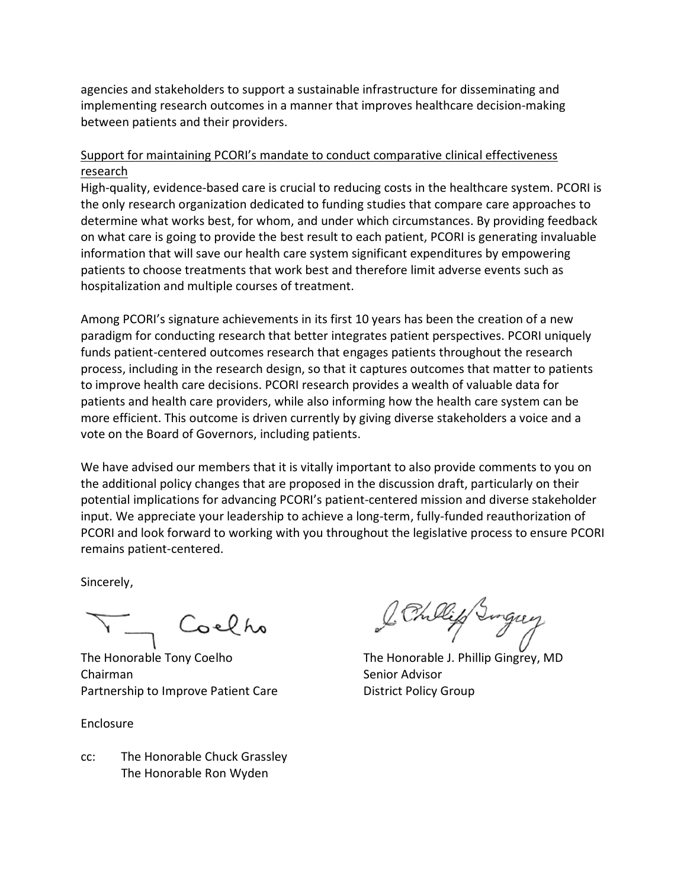agencies and stakeholders to support a sustainable infrastructure for disseminating and implementing research outcomes in a manner that improves healthcare decision-making between patients and their providers.

<u>Support for maintaining PCORI's mandate to conduct comparative clinical effectiveness research</u>

High-quality, evidence-based care is crucial to reducing costs in the healthcare system. PCORI is the only research organization dedicated to funding studies that compare care approaches to determine what works best, for whom, and under which circumstances. By providing feedback on what care is going to provide the best result to each patient, PCORI is generating invaluable information that will save our health care system significant expenditures by empowering patients to choose treatments that work best and therefore limit adverse events such as hospitalization and multiple courses of treatment.

Among PCORI's signature achievements in its first 10 years has been the creation of a new paradigm for conducting research that better integrates patient perspectives. PCORI uniquely funds patient-centered outcomes research that engages patients throughout the research process, including in the research design, so that it captures outcomes that matter to patients to improve health care decisions. PCORI research provides a wealth of valuable data for patients and health care providers, while also informing how the health care system can be more efficient. This outcome is driven currently by giving diverse stakeholders a voice and a vote on the Board of Governors, including patients.

We have advised our members that it is vitally important to also provide comments to you on the additional policy changes that are proposed in the discussion draft, particularly on their potential implications for advancing PCORI's patient-centered mission and diverse stakeholder input. We appreciate your leadership to achieve a long-term, fully-funded reauthorization of PCORI and look forward to working with you throughout the legislative process to ensure PCORI remains patient-centered.

Sincerely,

The Honorable Tony Coelho
Chairman
Partnership to Improve Patient Care

The Honorable J. Phillip Gingrey, MD
Senior Advisor
District Policy Group

Enclosure

cc: The Honorable Chuck Grassley
The Honorable Ron Wyden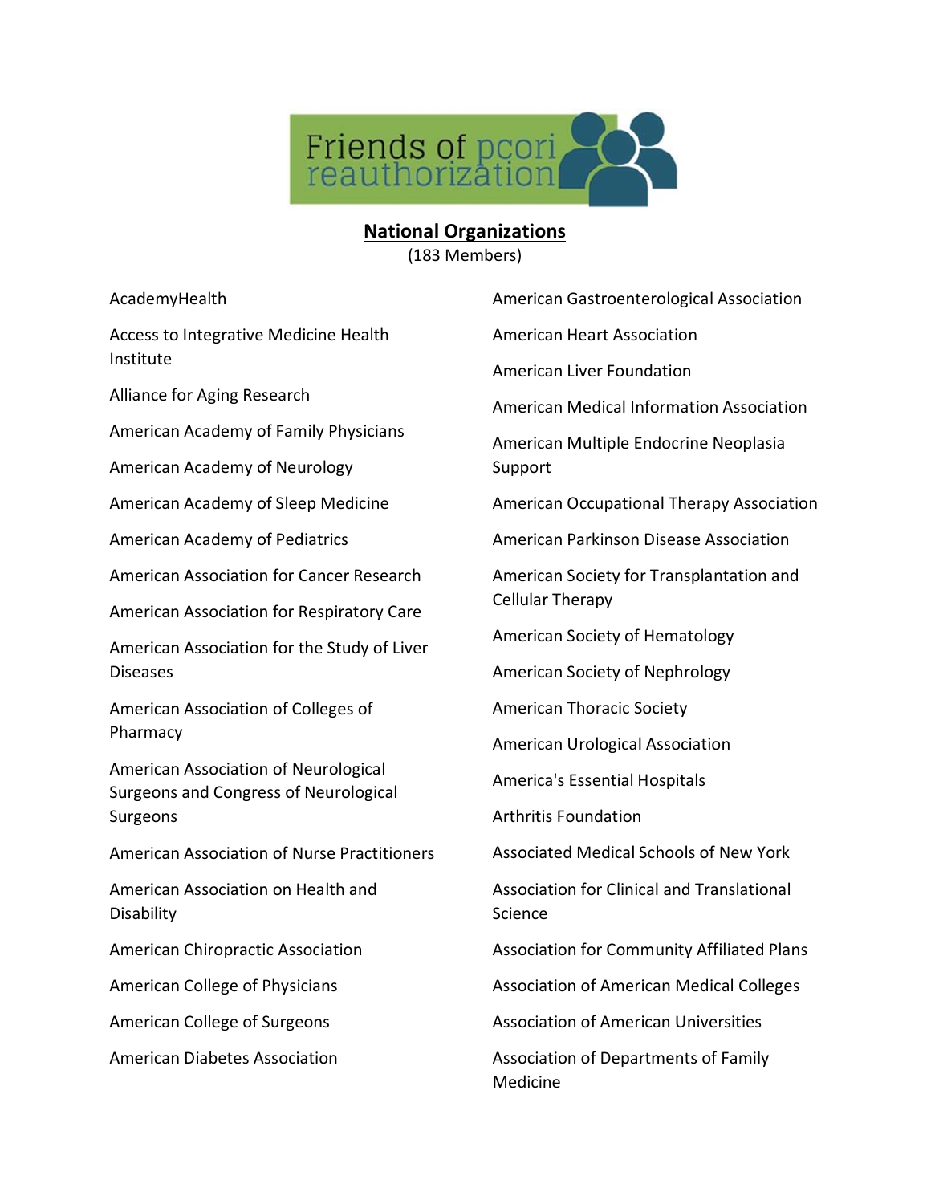Friends of pcori reauthorization

## National Organizations

(183 Members)

AcademyHealth

Access to Integrative Medicine Health Institute

Alliance for Aging Research

American Academy of Family Physicians

American Academy of Neurology

American Academy of Sleep Medicine

American Academy of Pediatrics

American Association for Cancer Research

American Association for Respiratory Care

American Association for the Study of Liver Diseases

American Association of Colleges of Pharmacy

American Association of Neurological Surgeons and Congress of Neurological Surgeons

American Association of Nurse Practitioners

American Association on Health and Disability

American Chiropractic Association

American College of Physicians

American College of Surgeons

American Diabetes Association

American Gastroenterological Association

American Heart Association

American Liver Foundation

American Medical Information Association

American Multiple Endocrine Neoplasia Support

American Occupational Therapy Association

American Parkinson Disease Association

American Society for Transplantation and Cellular Therapy

American Society of Hematology

American Society of Nephrology

American Thoracic Society

American Urological Association

America's Essential Hospitals

Arthritis Foundation

Associated Medical Schools of New York

Association for Clinical and Translational Science

Association for Community Affiliated Plans

Association of American Medical Colleges

Association of American Universities

Association of Departments of Family Medicine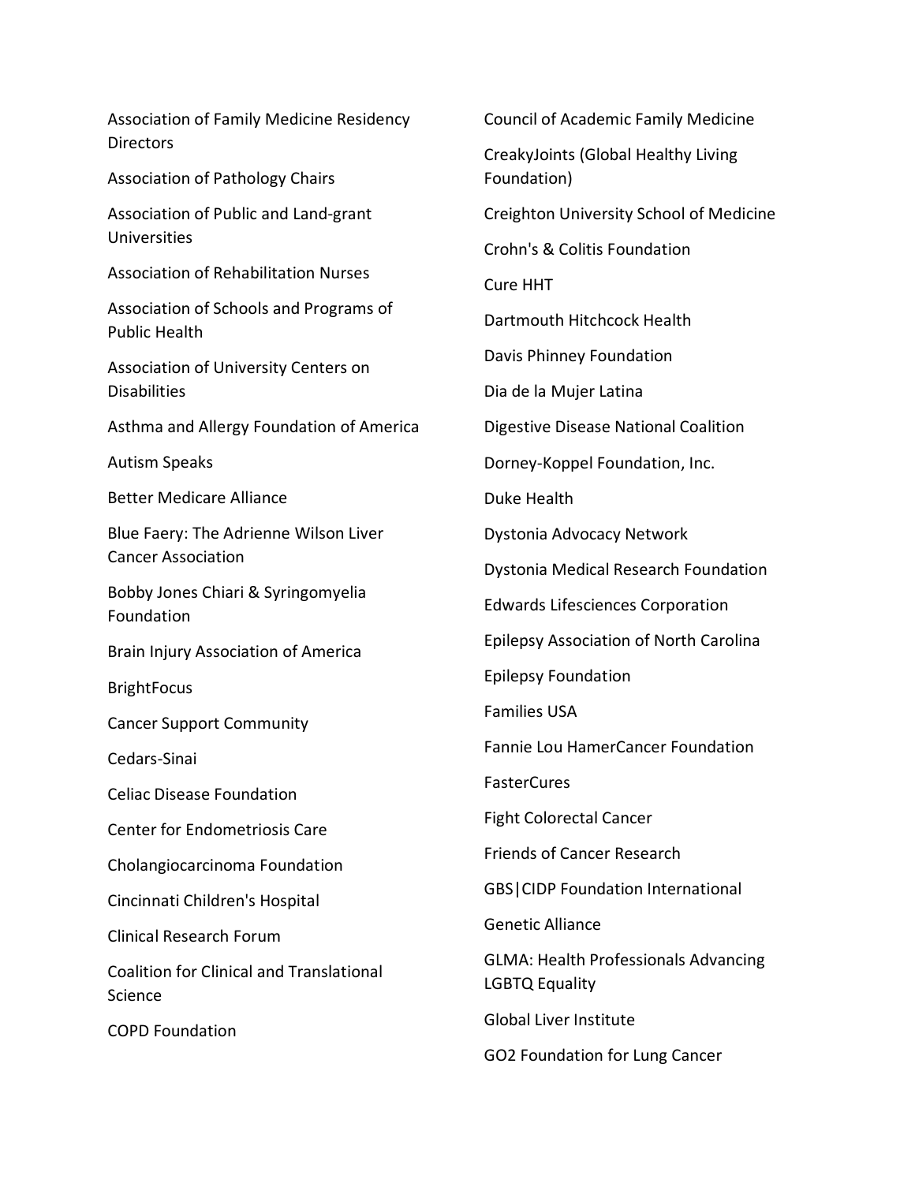Association of Family Medicine Residency Directors

Association of Pathology Chairs

Association of Public and Land-grant Universities

Association of Rehabilitation Nurses

Association of Schools and Programs of Public Health

Association of University Centers on Disabilities

Asthma and Allergy Foundation of America

Autism Speaks

Better Medicare Alliance

Blue Faery: The Adrienne Wilson Liver Cancer Association

Bobby Jones Chiari & Syringomyelia Foundation

Brain Injury Association of America

BrightFocus

Cancer Support Community

Cedars-Sinai

Celiac Disease Foundation

Center for Endometriosis Care

Cholangiocarcinoma Foundation

Cincinnati Children's Hospital

Clinical Research Forum

Coalition for Clinical and Translational Science

COPD Foundation

Council of Academic Family Medicine

CreakyJoints (Global Healthy Living Foundation)

Creighton University School of Medicine

Crohn's & Colitis Foundation

Cure HHT

Dartmouth Hitchcock Health

Davis Phinney Foundation

Dia de la Mujer Latina

Digestive Disease National Coalition

Dorney-Koppel Foundation, Inc.

Duke Health

Dystonia Advocacy Network

Dystonia Medical Research Foundation

Edwards Lifesciences Corporation

Epilepsy Association of North Carolina

Epilepsy Foundation

Families USA

Fannie Lou HamerCancer Foundation

FasterCures

Fight Colorectal Cancer

Friends of Cancer Research

GBS|CIDP Foundation International

Genetic Alliance

GLMA: Health Professionals Advancing LGBTQ Equality

Global Liver Institute

GO2 Foundation for Lung Cancer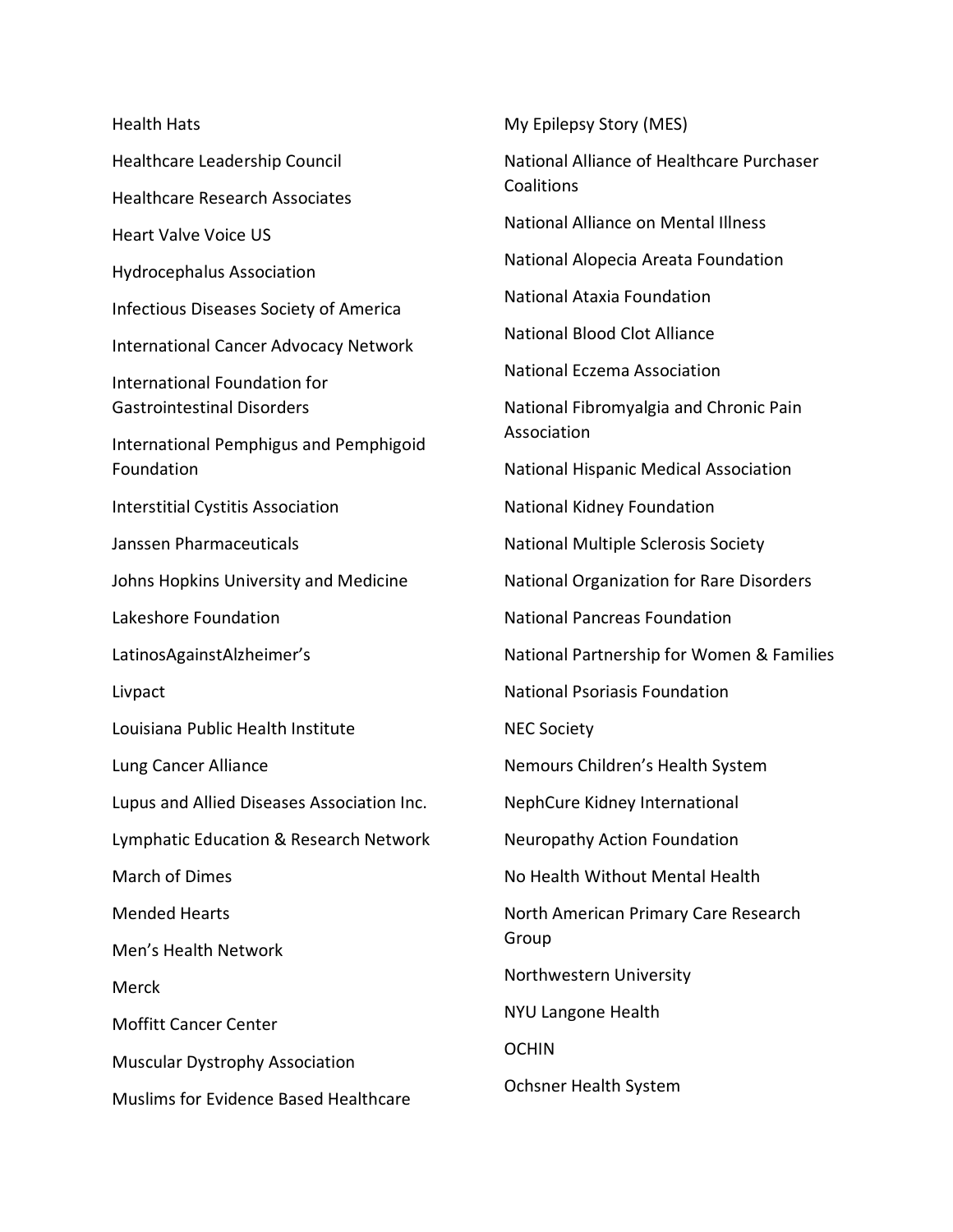Health Hats

Healthcare Leadership Council

Healthcare Research Associates

Heart Valve Voice US

Hydrocephalus Association

Infectious Diseases Society of America

International Cancer Advocacy Network

International Foundation for Gastrointestinal Disorders

International Pemphigus and Pemphigoid Foundation

Interstitial Cystitis Association

Janssen Pharmaceuticals

Johns Hopkins University and Medicine

Lakeshore Foundation

LatinosAgainstAlzheimer's

Livpact

Louisiana Public Health Institute

Lung Cancer Alliance

Lupus and Allied Diseases Association Inc.

Lymphatic Education & Research Network

March of Dimes

Mended Hearts

Men's Health Network

Merck

Moffitt Cancer Center

Muscular Dystrophy Association

Muslims for Evidence Based Healthcare

My Epilepsy Story (MES)

National Alliance of Healthcare Purchaser Coalitions

National Alliance on Mental Illness

National Alopecia Areata Foundation

National Ataxia Foundation

National Blood Clot Alliance

National Eczema Association

National Fibromyalgia and Chronic Pain Association

National Hispanic Medical Association

National Kidney Foundation

National Multiple Sclerosis Society

National Organization for Rare Disorders

National Pancreas Foundation

National Partnership for Women & Families

National Psoriasis Foundation

NEC Society

Nemours Children's Health System

NephCure Kidney International

Neuropathy Action Foundation

No Health Without Mental Health

North American Primary Care Research Group

Northwestern University

NYU Langone Health

OCHIN

Ochsner Health System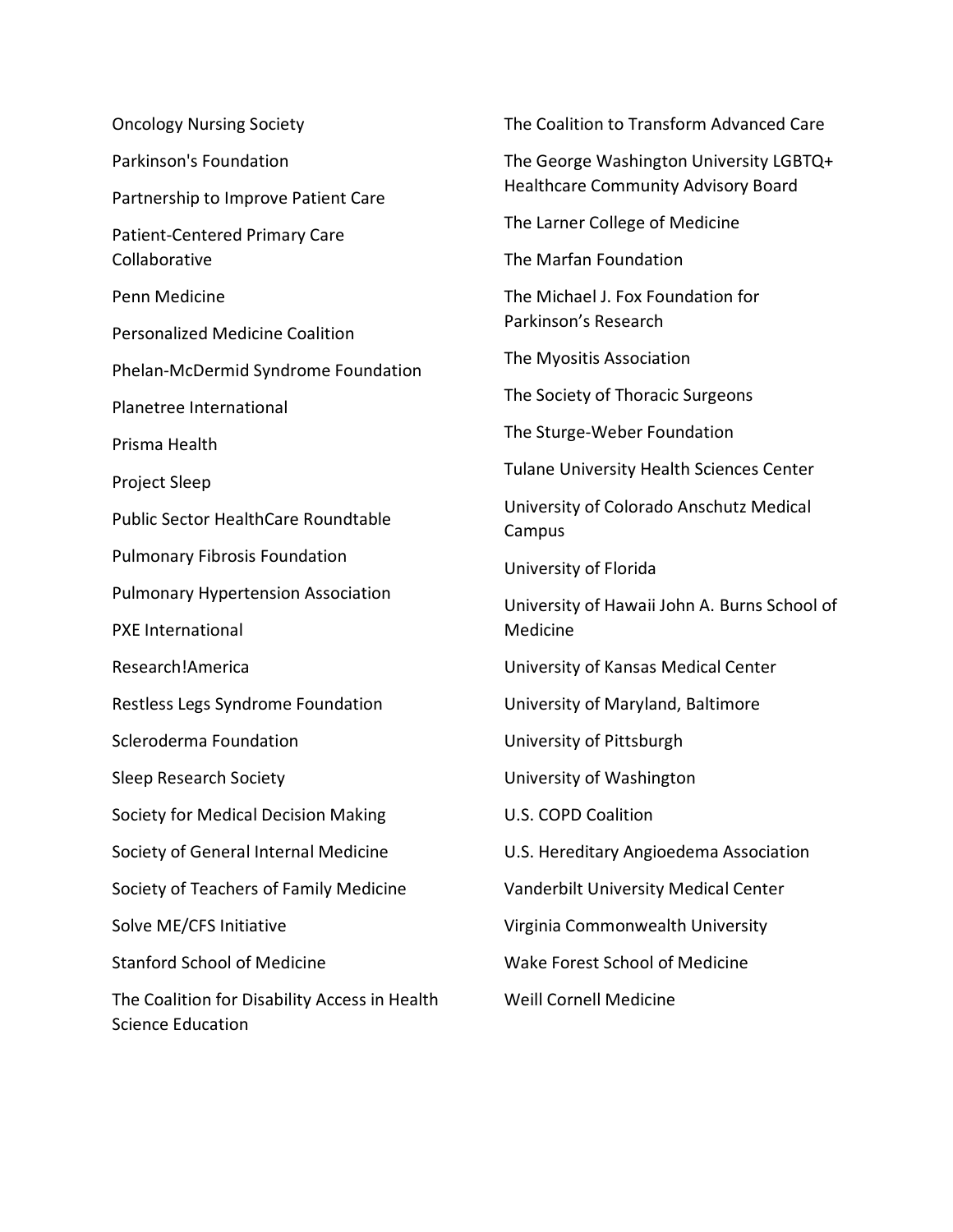Oncology Nursing Society

Parkinson's Foundation

Partnership to Improve Patient Care

Patient-Centered Primary Care Collaborative

Penn Medicine

Personalized Medicine Coalition

Phelan-McDermid Syndrome Foundation

Planetree International

Prisma Health

Project Sleep

Public Sector HealthCare Roundtable

Pulmonary Fibrosis Foundation

Pulmonary Hypertension Association

PXE International

Research!America

Restless Legs Syndrome Foundation

Scleroderma Foundation

Sleep Research Society

Society for Medical Decision Making

Society of General Internal Medicine

Society of Teachers of Family Medicine

Solve ME/CFS Initiative

Stanford School of Medicine

The Coalition for Disability Access in Health Science Education

The Coalition to Transform Advanced Care

The George Washington University LGBTQ+ Healthcare Community Advisory Board

The Larner College of Medicine

The Marfan Foundation

The Michael J. Fox Foundation for Parkinson's Research

The Myositis Association

The Society of Thoracic Surgeons

The Sturge-Weber Foundation

Tulane University Health Sciences Center

University of Colorado Anschutz Medical Campus

University of Florida

University of Hawaii John A. Burns School of Medicine

University of Kansas Medical Center

University of Maryland, Baltimore

University of Pittsburgh

University of Washington

U.S. COPD Coalition

U.S. Hereditary Angioedema Association

Vanderbilt University Medical Center

Virginia Commonwealth University

Wake Forest School of Medicine

Weill Cornell Medicine